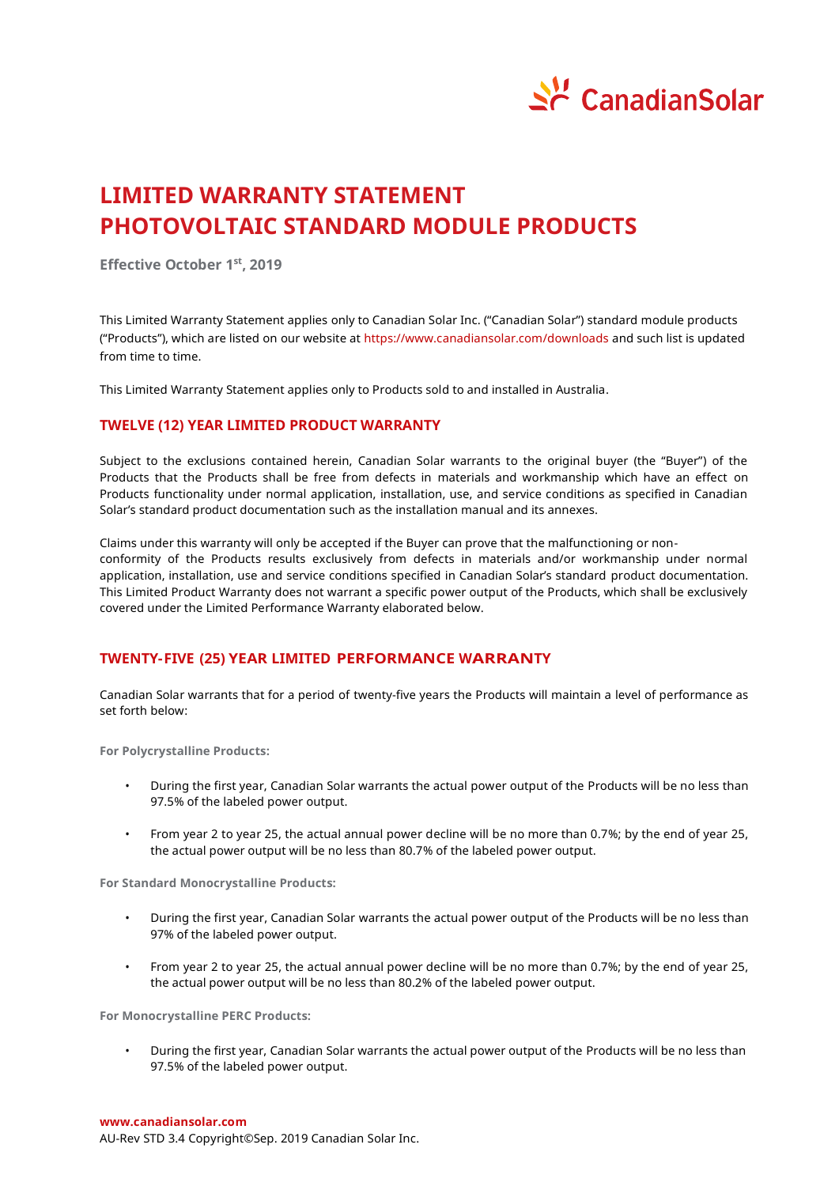# LIMITED WARRANTY STATEMENT
# PHOTOVOLTAIC STANDARD MODULE PRODUCTS

**Effective October 1st, 2019**

This Limited Warranty Statement applies only to Canadian Solar Inc. ("Canadian Solar") standard module products ("Products"), which are listed on our website at https://www.canadiansolar.com/downloads and such list is updated from time to time.

This Limited Warranty Statement applies only to Products sold to and installed in Australia.

## TWELVE (12) YEAR LIMITED PRODUCT WARRANTY

Subject to the exclusions contained herein, Canadian Solar warrants to the original buyer (the "Buyer") of the Products that the Products shall be free from defects in materials and workmanship which have an effect on Products functionality under normal application, installation, use, and service conditions as specified in Canadian Solar's standard product documentation such as the installation manual and its annexes.

Claims under this warranty will only be accepted if the Buyer can prove that the malfunctioning or non-conformity of the Products results exclusively from defects in materials and/or workmanship under normal application, installation, use and service conditions specified in Canadian Solar's standard product documentation. This Limited Product Warranty does not warrant a specific power output of the Products, which shall be exclusively covered under the Limited Performance Warranty elaborated below.

## TWENTY-FIVE (25) YEAR LIMITED PERFORMANCE WARRANTY

Canadian Solar warrants that for a period of twenty-five years the Products will maintain a level of performance as set forth below:

**For Polycrystalline Products:**

- During the first year, Canadian Solar warrants the actual power output of the Products will be no less than 97.5% of the labeled power output.
- From year 2 to year 25, the actual annual power decline will be no more than 0.7%; by the end of year 25, the actual power output will be no less than 80.7% of the labeled power output.

**For Standard Monocrystalline Products:**

- During the first year, Canadian Solar warrants the actual power output of the Products will be no less than 97% of the labeled power output.
- From year 2 to year 25, the actual annual power decline will be no more than 0.7%; by the end of year 25, the actual power output will be no less than 80.2% of the labeled power output.

**For Monocrystalline PERC Products:**

- During the first year, Canadian Solar warrants the actual power output of the Products will be no less than 97.5% of the labeled power output.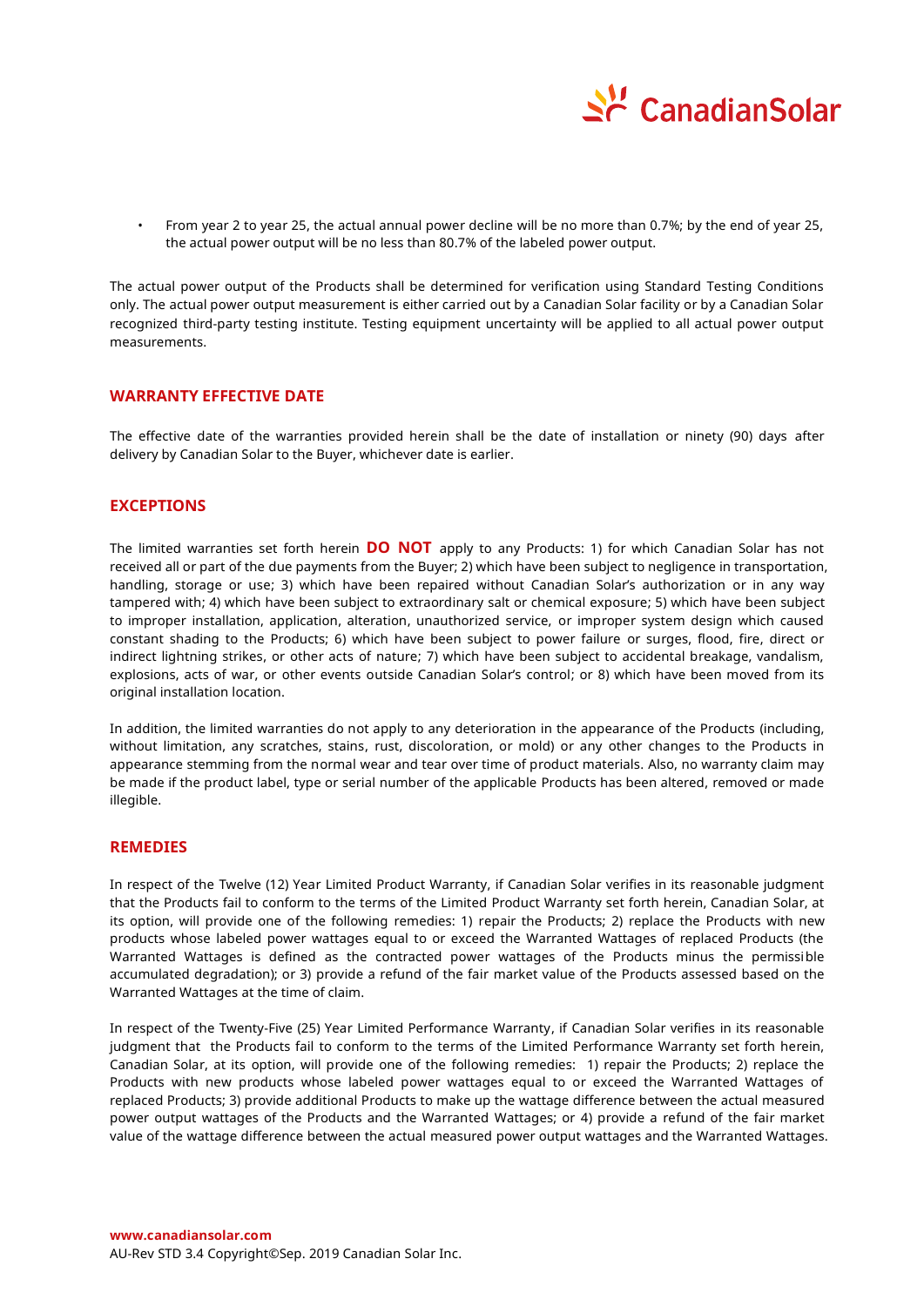- From year 2 to year 25, the actual annual power decline will be no more than 0.7%; by the end of year 25, the actual power output will be no less than 80.7% of the labeled power output.

The actual power output of the Products shall be determined for verification using Standard Testing Conditions only. The actual power output measurement is either carried out by a Canadian Solar facility or by a Canadian Solar recognized third-party testing institute. Testing equipment uncertainty will be applied to all actual power output measurements.

## WARRANTY EFFECTIVE DATE

The effective date of the warranties provided herein shall be the date of installation or ninety (90) days after delivery by Canadian Solar to the Buyer, whichever date is earlier.

## EXCEPTIONS

The limited warranties set forth herein **DO NOT** apply to any Products: 1) for which Canadian Solar has not received all or part of the due payments from the Buyer; 2) which have been subject to negligence in transportation, handling, storage or use; 3) which have been repaired without Canadian Solar's authorization or in any way tampered with; 4) which have been subject to extraordinary salt or chemical exposure; 5) which have been subject to improper installation, application, alteration, unauthorized service, or improper system design which caused constant shading to the Products; 6) which have been subject to power failure or surges, flood, fire, direct or indirect lightning strikes, or other acts of nature; 7) which have been subject to accidental breakage, vandalism, explosions, acts of war, or other events outside Canadian Solar's control; or 8) which have been moved from its original installation location.

In addition, the limited warranties do not apply to any deterioration in the appearance of the Products (including, without limitation, any scratches, stains, rust, discoloration, or mold) or any other changes to the Products in appearance stemming from the normal wear and tear over time of product materials. Also, no warranty claim may be made if the product label, type or serial number of the applicable Products has been altered, removed or made illegible.

## REMEDIES

In respect of the Twelve (12) Year Limited Product Warranty, if Canadian Solar verifies in its reasonable judgment that the Products fail to conform to the terms of the Limited Product Warranty set forth herein, Canadian Solar, at its option, will provide one of the following remedies: 1) repair the Products; 2) replace the Products with new products whose labeled power wattages equal to or exceed the Warranted Wattages of replaced Products (the Warranted Wattages is defined as the contracted power wattages of the Products minus the permissible accumulated degradation); or 3) provide a refund of the fair market value of the Products assessed based on the Warranted Wattages at the time of claim.

In respect of the Twenty-Five (25) Year Limited Performance Warranty, if Canadian Solar verifies in its reasonable judgment that the Products fail to conform to the terms of the Limited Performance Warranty set forth herein, Canadian Solar, at its option, will provide one of the following remedies: 1) repair the Products; 2) replace the Products with new products whose labeled power wattages equal to or exceed the Warranted Wattages of replaced Products; 3) provide additional Products to make up the wattage difference between the actual measured power output wattages of the Products and the Warranted Wattages; or 4) provide a refund of the fair market value of the wattage difference between the actual measured power output wattages and the Warranted Wattages.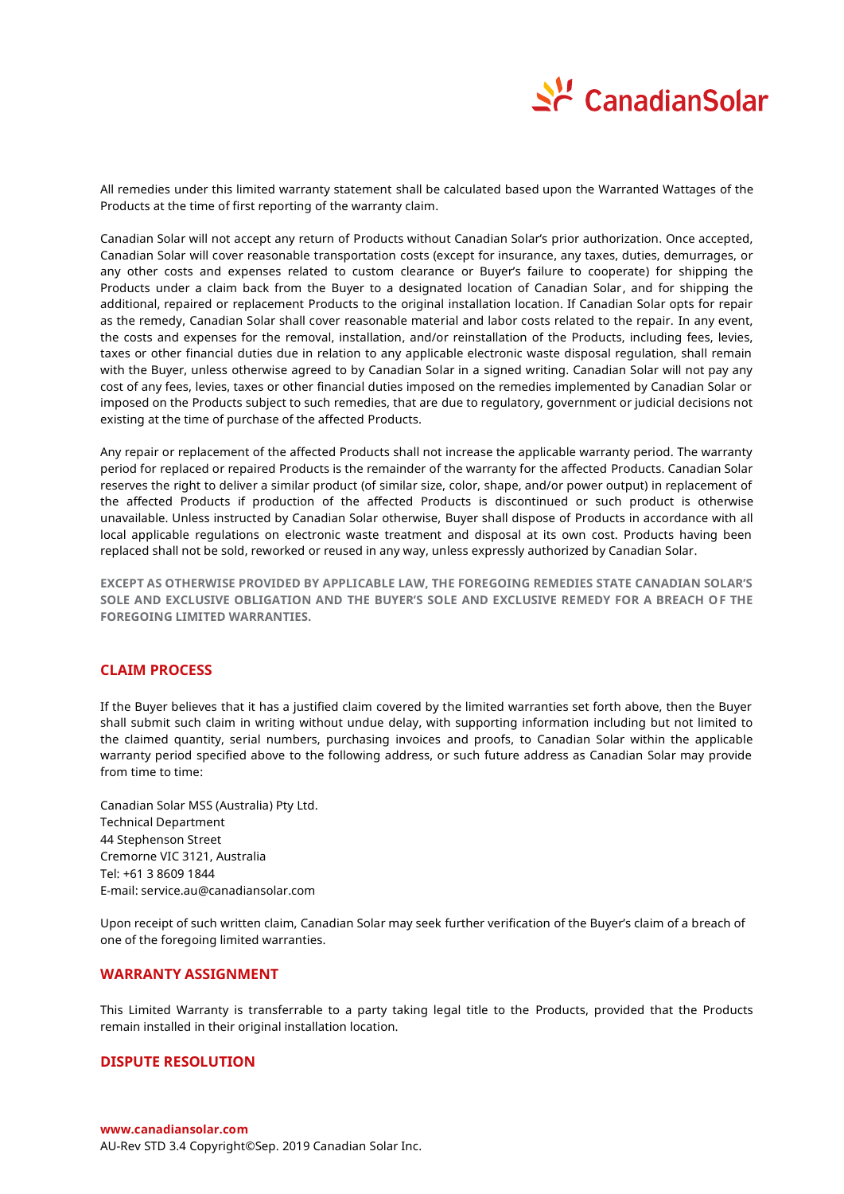All remedies under this limited warranty statement shall be calculated based upon the Warranted Wattages of the Products at the time of first reporting of the warranty claim.

Canadian Solar will not accept any return of Products without Canadian Solar's prior authorization. Once accepted, Canadian Solar will cover reasonable transportation costs (except for insurance, any taxes, duties, demurrages, or any other costs and expenses related to custom clearance or Buyer's failure to cooperate) for shipping the Products under a claim back from the Buyer to a designated location of Canadian Solar, and for shipping the additional, repaired or replacement Products to the original installation location. If Canadian Solar opts for repair as the remedy, Canadian Solar shall cover reasonable material and labor costs related to the repair. In any event, the costs and expenses for the removal, installation, and/or reinstallation of the Products, including fees, levies, taxes or other financial duties due in relation to any applicable electronic waste disposal regulation, shall remain with the Buyer, unless otherwise agreed to by Canadian Solar in a signed writing. Canadian Solar will not pay any cost of any fees, levies, taxes or other financial duties imposed on the remedies implemented by Canadian Solar or imposed on the Products subject to such remedies, that are due to regulatory, government or judicial decisions not existing at the time of purchase of the affected Products.

Any repair or replacement of the affected Products shall not increase the applicable warranty period. The warranty period for replaced or repaired Products is the remainder of the warranty for the affected Products. Canadian Solar reserves the right to deliver a similar product (of similar size, color, shape, and/or power output) in replacement of the affected Products if production of the affected Products is discontinued or such product is otherwise unavailable. Unless instructed by Canadian Solar otherwise, Buyer shall dispose of Products in accordance with all local applicable regulations on electronic waste treatment and disposal at its own cost. Products having been replaced shall not be sold, reworked or reused in any way, unless expressly authorized by Canadian Solar.

**EXCEPT AS OTHERWISE PROVIDED BY APPLICABLE LAW, THE FOREGOING REMEDIES STATE CANADIAN SOLAR'S SOLE AND EXCLUSIVE OBLIGATION AND THE BUYER'S SOLE AND EXCLUSIVE REMEDY FOR A BREACH OF THE FOREGOING LIMITED WARRANTIES.**

## CLAIM PROCESS

If the Buyer believes that it has a justified claim covered by the limited warranties set forth above, then the Buyer shall submit such claim in writing without undue delay, with supporting information including but not limited to the claimed quantity, serial numbers, purchasing invoices and proofs, to Canadian Solar within the applicable warranty period specified above to the following address, or such future address as Canadian Solar may provide from time to time:

Canadian Solar MSS (Australia) Pty Ltd.
Technical Department
44 Stephenson Street
Cremorne VIC 3121, Australia
Tel: +61 3 8609 1844
E-mail: service.au@canadiansolar.com

Upon receipt of such written claim, Canadian Solar may seek further verification of the Buyer's claim of a breach of one of the foregoing limited warranties.

## WARRANTY ASSIGNMENT

This Limited Warranty is transferrable to a party taking legal title to the Products, provided that the Products remain installed in their original installation location.

## DISPUTE RESOLUTION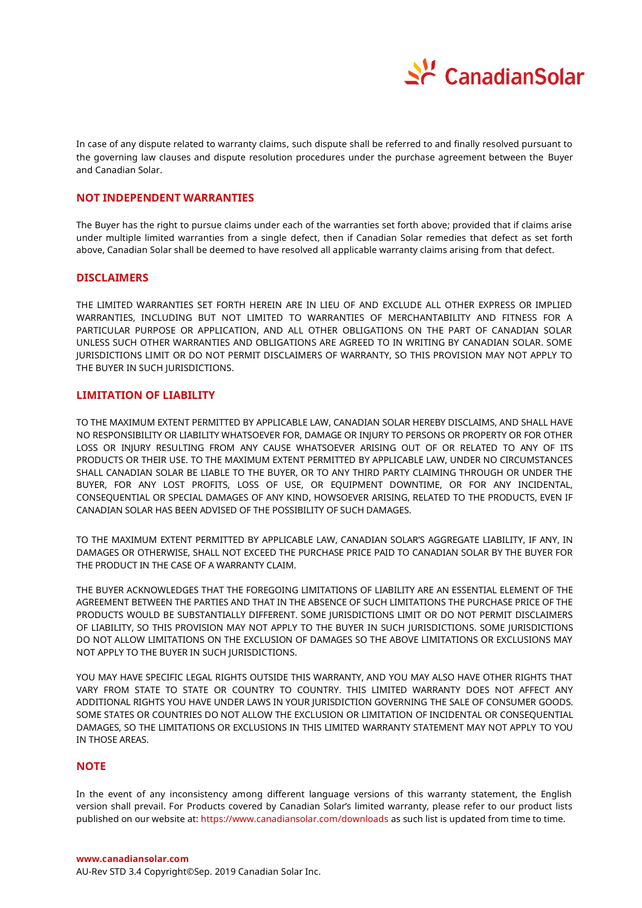In case of any dispute related to warranty claims, such dispute shall be referred to and finally resolved pursuant to the governing law clauses and dispute resolution procedures under the purchase agreement between the Buyer and Canadian Solar.

## NOT INDEPENDENT WARRANTIES

The Buyer has the right to pursue claims under each of the warranties set forth above; provided that if claims arise under multiple limited warranties from a single defect, then if Canadian Solar remedies that defect as set forth above, Canadian Solar shall be deemed to have resolved all applicable warranty claims arising from that defect.

## DISCLAIMERS

THE LIMITED WARRANTIES SET FORTH HEREIN ARE IN LIEU OF AND EXCLUDE ALL OTHER EXPRESS OR IMPLIED WARRANTIES, INCLUDING BUT NOT LIMITED TO WARRANTIES OF MERCHANTABILITY AND FITNESS FOR A PARTICULAR PURPOSE OR APPLICATION, AND ALL OTHER OBLIGATIONS ON THE PART OF CANADIAN SOLAR UNLESS SUCH OTHER WARRANTIES AND OBLIGATIONS ARE AGREED TO IN WRITING BY CANADIAN SOLAR. SOME JURISDICTIONS LIMIT OR DO NOT PERMIT DISCLAIMERS OF WARRANTY, SO THIS PROVISION MAY NOT APPLY TO THE BUYER IN SUCH JURISDICTIONS.

## LIMITATION OF LIABILITY

TO THE MAXIMUM EXTENT PERMITTED BY APPLICABLE LAW, CANADIAN SOLAR HEREBY DISCLAIMS, AND SHALL HAVE NO RESPONSIBILITY OR LIABILITY WHATSOEVER FOR, DAMAGE OR INJURY TO PERSONS OR PROPERTY OR FOR OTHER LOSS OR INJURY RESULTING FROM ANY CAUSE WHATSOEVER ARISING OUT OF OR RELATED TO ANY OF ITS PRODUCTS OR THEIR USE. TO THE MAXIMUM EXTENT PERMITTED BY APPLICABLE LAW, UNDER NO CIRCUMSTANCES SHALL CANADIAN SOLAR BE LIABLE TO THE BUYER, OR TO ANY THIRD PARTY CLAIMING THROUGH OR UNDER THE BUYER, FOR ANY LOST PROFITS, LOSS OF USE, OR EQUIPMENT DOWNTIME, OR FOR ANY INCIDENTAL, CONSEQUENTIAL OR SPECIAL DAMAGES OF ANY KIND, HOWSOEVER ARISING, RELATED TO THE PRODUCTS, EVEN IF CANADIAN SOLAR HAS BEEN ADVISED OF THE POSSIBILITY OF SUCH DAMAGES.

TO THE MAXIMUM EXTENT PERMITTED BY APPLICABLE LAW, CANADIAN SOLAR'S AGGREGATE LIABILITY, IF ANY, IN DAMAGES OR OTHERWISE, SHALL NOT EXCEED THE PURCHASE PRICE PAID TO CANADIAN SOLAR BY THE BUYER FOR THE PRODUCT IN THE CASE OF A WARRANTY CLAIM.

THE BUYER ACKNOWLEDGES THAT THE FOREGOING LIMITATIONS OF LIABILITY ARE AN ESSENTIAL ELEMENT OF THE AGREEMENT BETWEEN THE PARTIES AND THAT IN THE ABSENCE OF SUCH LIMITATIONS THE PURCHASE PRICE OF THE PRODUCTS WOULD BE SUBSTANTIALLY DIFFERENT. SOME JURISDICTIONS LIMIT OR DO NOT PERMIT DISCLAIMERS OF LIABILITY, SO THIS PROVISION MAY NOT APPLY TO THE BUYER IN SUCH JURISDICTIONS. SOME JURISDICTIONS DO NOT ALLOW LIMITATIONS ON THE EXCLUSION OF DAMAGES SO THE ABOVE LIMITATIONS OR EXCLUSIONS MAY NOT APPLY TO THE BUYER IN SUCH JURISDICTIONS.

YOU MAY HAVE SPECIFIC LEGAL RIGHTS OUTSIDE THIS WARRANTY, AND YOU MAY ALSO HAVE OTHER RIGHTS THAT VARY FROM STATE TO STATE OR COUNTRY TO COUNTRY. THIS LIMITED WARRANTY DOES NOT AFFECT ANY ADDITIONAL RIGHTS YOU HAVE UNDER LAWS IN YOUR JURISDICTION GOVERNING THE SALE OF CONSUMER GOODS. SOME STATES OR COUNTRIES DO NOT ALLOW THE EXCLUSION OR LIMITATION OF INCIDENTAL OR CONSEQUENTIAL DAMAGES, SO THE LIMITATIONS OR EXCLUSIONS IN THIS LIMITED WARRANTY STATEMENT MAY NOT APPLY TO YOU IN THOSE AREAS.

## NOTE

In the event of any inconsistency among different language versions of this warranty statement, the English version shall prevail. For Products covered by Canadian Solar's limited warranty, please refer to our product lists published on our website at: https://www.canadiansolar.com/downloads as such list is updated from time to time.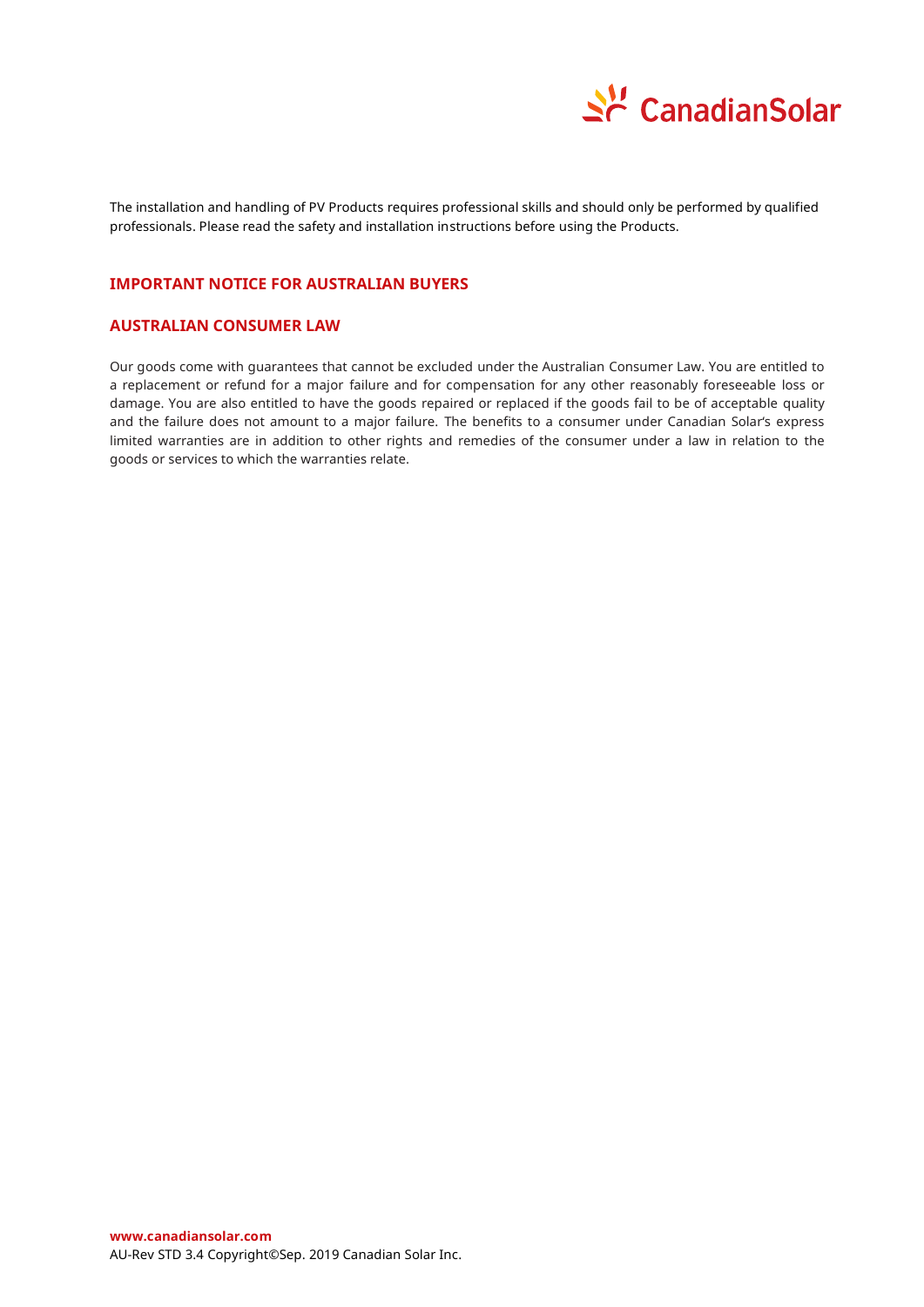The installation and handling of PV Products requires professional skills and should only be performed by qualified professionals. Please read the safety and installation instructions before using the Products.

## IMPORTANT NOTICE FOR AUSTRALIAN BUYERS

## AUSTRALIAN CONSUMER LAW

Our goods come with guarantees that cannot be excluded under the Australian Consumer Law. You are entitled to a replacement or refund for a major failure and for compensation for any other reasonably foreseeable loss or damage. You are also entitled to have the goods repaired or replaced if the goods fail to be of acceptable quality and the failure does not amount to a major failure. The benefits to a consumer under Canadian Solar's express limited warranties are in addition to other rights and remedies of the consumer under a law in relation to the goods or services to which the warranties relate.